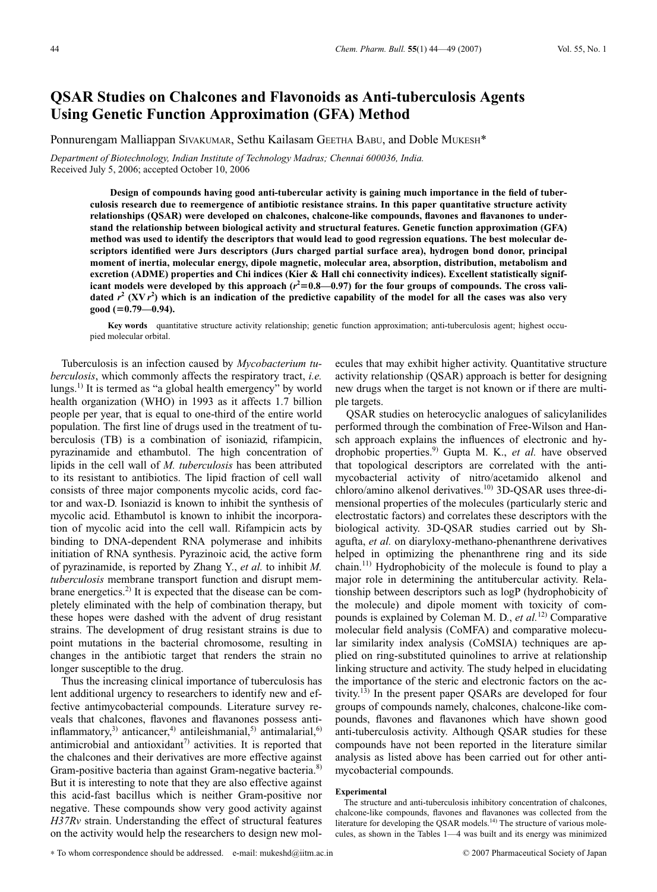# QSAR Studies on Chalcones and Flavonoids as Anti-tuberculosis Agents Using Genetic Function Approximation (GFA) Method

Ponnurengam Malliappan Sivakumar, Sethu Kailasam Geetha Babu, and Doble Mukesh*

*Department of Biotechnology, Indian Institute of Technology Madras; Chennai 600036, India.*
Received July 5, 2006; accepted October 10, 2006

**Design of compounds having good anti-tubercular activity is gaining much importance in the field of tuberculosis research due to reemergence of antibiotic resistance strains. In this paper quantitative structure activity relationships (QSAR) were developed on chalcones, chalcone-like compounds, flavones and flavanones to understand the relationship between biological activity and structural features. Genetic function approximation (GFA) method was used to identify the descriptors that would lead to good regression equations. The best molecular descriptors identified were Jurs descriptors (Jurs charged partial surface area), hydrogen bond donor, principal moment of inertia, molecular energy, dipole magnetic, molecular area, absorption, distribution, metabolism and excretion (ADME) properties and Chi indices (Kier & Hall chi connectivity indices). Excellent statistically significant models were developed by this approach ($r^2$=0.8—0.97) for the four groups of compounds. The cross validated $r^2$ (XV $r^2$) which is an indication of the predictive capability of the model for all the cases was also very good (=0.79—0.94).**

**Key words** quantitative structure activity relationship; genetic function approximation; anti-tuberculosis agent; highest occupied molecular orbital.

Tuberculosis is an infection caused by *Mycobacterium tuberculosis*, which commonly affects the respiratory tract, *i.e.* lungs.[1] It is termed as "a global health emergency" by world health organization (WHO) in 1993 as it affects 1.7 billion people per year, that is equal to one-third of the entire world population. The first line of drugs used in the treatment of tuberculosis (TB) is a combination of isoniazid, rifampicin, pyrazinamide and ethambutol. The high concentration of lipids in the cell wall of *M. tuberculosis* has been attributed to its resistant to antibiotics. The lipid fraction of cell wall consists of three major components mycolic acids, cord factor and wax-D. Isoniazid is known to inhibit the synthesis of mycolic acid. Ethambutol is known to inhibit the incorporation of mycolic acid into the cell wall. Rifampicin acts by binding to DNA-dependent RNA polymerase and inhibits initiation of RNA synthesis. Pyrazinoic acid, the active form of pyrazinamide, is reported by Zhang Y., *et al.* to inhibit *M. tuberculosis* membrane transport function and disrupt membrane energetics.[2] It is expected that the disease can be completely eliminated with the help of combination therapy, but these hopes were dashed with the advent of drug resistant strains. The development of drug resistant strains is due to point mutations in the bacterial chromosome, resulting in changes in the antibiotic target that renders the strain no longer susceptible to the drug.

Thus the increasing clinical importance of tuberculosis has lent additional urgency to researchers to identify new and effective antimycobacterial compounds. Literature survey reveals that chalcones, flavones and flavanones possess anti-inflammatory,[3] anticancer,[4] antileishmanial,[5] antimalarial,[6] antimicrobial and antioxidant[7] activities. It is reported that the chalcones and their derivatives are more effective against Gram-positive bacteria than against Gram-negative bacteria.[8] But it is interesting to note that they are also effective against this acid-fast bacillus which is neither Gram-positive nor negative. These compounds show very good activity against *H37Rv* strain. Understanding the effect of structural features on the activity would help the researchers to design new molecules that may exhibit higher activity. Quantitative structure activity relationship (QSAR) approach is better for designing new drugs when the target is not known or if there are multiple targets.

QSAR studies on heterocyclic analogues of salicylanilides performed through the combination of Free-Wilson and Hansch approach explains the influences of electronic and hydrophobic properties.[9] Gupta M. K., *et al.* have observed that topological descriptors are correlated with the antimycobacterial activity of nitro/acetamido alkenol and chloro/amino alkenol derivatives.[10] 3D-QSAR uses three-dimensional properties of the molecules (particularly steric and electrostatic factors) and correlates these descriptors with the biological activity. 3D-QSAR studies carried out by Shagufta, *et al.* on diaryloxy-methano-phenanthrene derivatives helped in optimizing the phenanthrene ring and its side chain.[11] Hydrophobicity of the molecule is found to play a major role in determining the antitubercular activity. Relationship between descriptors such as logP (hydrophobicity of the molecule) and dipole moment with toxicity of compounds is explained by Coleman M. D., *et al.*[12] Comparative molecular field analysis (CoMFA) and comparative molecular similarity index analysis (CoMSIA) techniques are applied on ring-substituted quinolines to arrive at relationship linking structure and activity. The study helped in elucidating the importance of the steric and electronic factors on the activity.[13] In the present paper QSARs are developed for four groups of compounds namely, chalcones, chalcone-like compounds, flavones and flavanones which have shown good anti-tuberculosis activity. Although QSAR studies for these compounds have not been reported in the literature similar analysis as listed above has been carried out for other antimycobacterial compounds.

## Experimental

The structure and anti-tuberculosis inhibitory concentration of chalcones, chalcone-like compounds, flavones and flavanones was collected from the literature for developing the QSAR models.[14] The structure of various molecules, as shown in the Tables 1—4 was built and its energy was minimized

* To whom correspondence should be addressed. e-mail: mukeshd@iitm.ac.in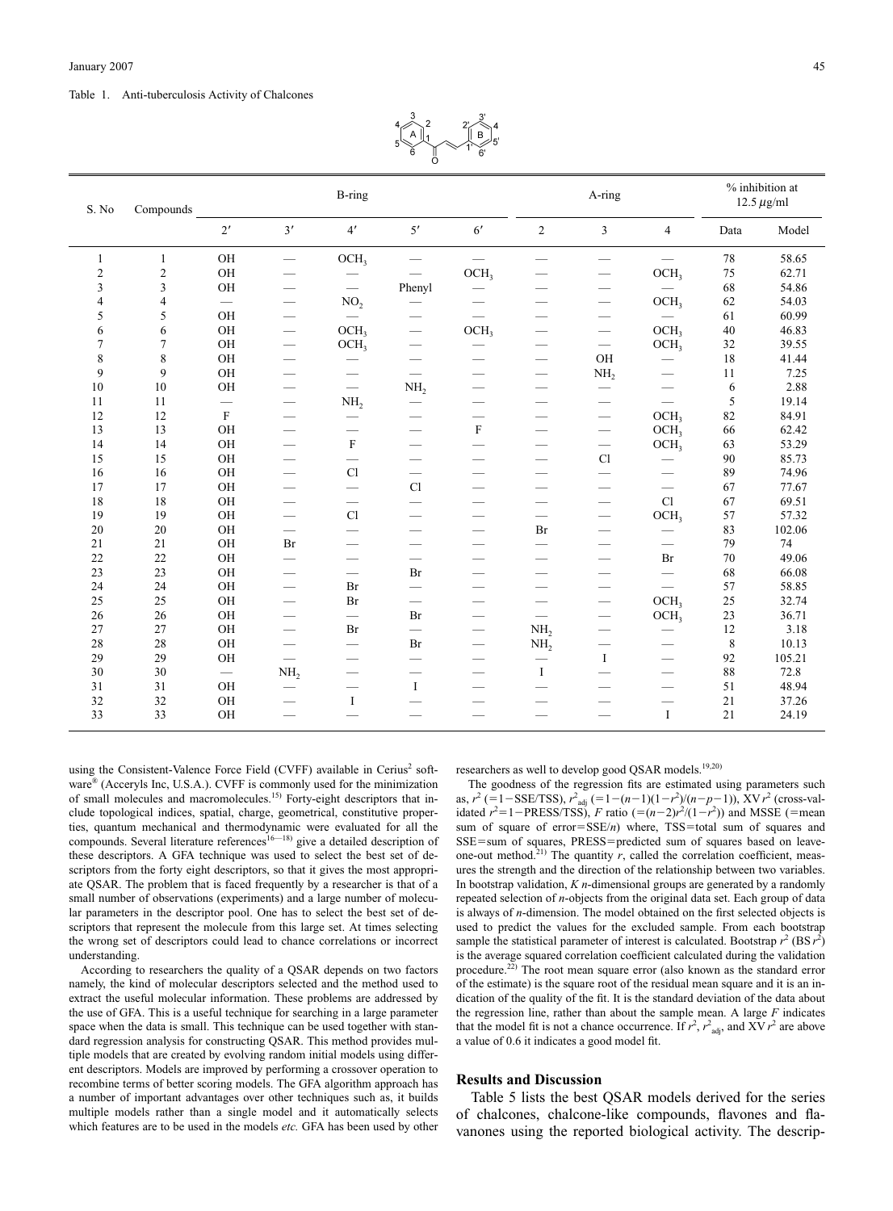Table 1. Anti-tuberculosis Activity of Chalcones

| S. No | Compounds | B-ring | | | | | A-ring | | | % inhibition at 12.5 $\mu$g/ml | |
|---|---|---|---|---|---|---|---|---|---|---|---|
| | | 2′ | 3′ | 4′ | 5′ | 6′ | 2 | 3 | 4 | Data | Model |
| 1 | 1 | OH | — | $OCH_3$ | — | — | — | — | — | 78 | 58.65 |
| 2 | 2 | OH | — | — | — | $OCH_3$ | — | — | $OCH_3$ | 75 | 62.71 |
| 3 | 3 | OH | — | — | Phenyl | — | — | — | — | 68 | 54.86 |
| 4 | 4 | — | — | $NO_2$ | — | — | — | — | $OCH_3$ | 62 | 54.03 |
| 5 | 5 | OH | — | — | — | — | — | — | — | 61 | 60.99 |
| 6 | 6 | OH | — | $OCH_3$ | — | $OCH_3$ | — | — | $OCH_3$ | 40 | 46.83 |
| 7 | 7 | OH | — | $OCH_3$ | — | — | — | — | $OCH_3$ | 32 | 39.55 |
| 8 | 8 | OH | — | — | — | — | — | OH | — | 18 | 41.44 |
| 9 | 9 | OH | — | — | — | — | — | $NH_2$ | — | 11 | 7.25 |
| 10 | 10 | OH | — | — | $NH_2$ | — | — | — | — | 6 | 2.88 |
| 11 | 11 | — | — | $NH_2$ | — | — | — | — | — | 5 | 19.14 |
| 12 | 12 | F | — | — | — | — | — | — | $OCH_3$ | 82 | 84.91 |
| 13 | 13 | OH | — | — | — | F | — | — | $OCH_3$ | 66 | 62.42 |
| 14 | 14 | OH | — | F | — | — | — | — | $OCH_3$ | 63 | 53.29 |
| 15 | 15 | OH | — | — | — | — | — | Cl | — | 90 | 85.73 |
| 16 | 16 | OH | — | Cl | — | — | — | — | — | 89 | 74.96 |
| 17 | 17 | OH | — | — | Cl | — | — | — | — | 67 | 77.67 |
| 18 | 18 | OH | — | — | — | — | — | — | Cl | 67 | 69.51 |
| 19 | 19 | OH | — | Cl | — | — | — | — | $OCH_3$ | 57 | 57.32 |
| 20 | 20 | OH | — | — | — | — | Br | — | — | 83 | 102.06 |
| 21 | 21 | OH | Br | — | — | — | — | — | — | 79 | 74 |
| 22 | 22 | OH | — | — | — | — | — | — | Br | 70 | 49.06 |
| 23 | 23 | OH | — | — | Br | — | — | — | — | 68 | 66.08 |
| 24 | 24 | OH | — | Br | — | — | — | — | — | 57 | 58.85 |
| 25 | 25 | OH | — | Br | — | — | — | — | $OCH_3$ | 25 | 32.74 |
| 26 | 26 | OH | — | — | Br | — | — | — | $OCH_3$ | 23 | 36.71 |
| 27 | 27 | OH | — | Br | — | — | $NH_2$ | — | — | 12 | 3.18 |
| 28 | 28 | OH | — | — | Br | — | $NH_2$ | — | — | 8 | 10.13 |
| 29 | 29 | OH | — | — | — | — | — | I | — | 92 | 105.21 |
| 30 | 30 | — | $NH_2$ | — | — | — | I | — | — | 88 | 72.8 |
| 31 | 31 | OH | — | — | I | — | — | — | — | 51 | 48.94 |
| 32 | 32 | OH | — | I | — | — | — | — | — | 21 | 37.26 |
| 33 | 33 | OH | — | — | — | — | — | — | I | 21 | 24.19 |

using the Consistent-Valence Force Field (CVFF) available in Cerius[2] software® (Acceryls Inc, U.S.A.). CVFF is commonly used for the minimization of small molecules and macromolecules.[15] Forty-eight descriptors that include topological indices, spatial, charge, geometrical, constitutive properties, quantum mechanical and thermodynamic were evaluated for all the compounds. Several literature references[16—18] give a detailed description of these descriptors. A GFA technique was used to select the best set of descriptors from the forty eight descriptors, so that it gives the most appropriate QSAR. The problem that is faced frequently by a researcher is that of a small number of observations (experiments) and a large number of molecular parameters in the descriptor pool. One has to select the best set of descriptors that represent the molecule from this large set. At times selecting the wrong set of descriptors could lead to chance correlations or incorrect understanding.

According to researchers the quality of a QSAR depends on two factors namely, the kind of molecular descriptors selected and the method used to extract the useful molecular information. These problems are addressed by the use of GFA. This is a useful technique for searching in a large parameter space when the data is small. This technique can be used together with standard regression analysis for constructing QSAR. This method provides multiple models that are created by evolving random initial models using different descriptors. Models are improved by performing a crossover operation to recombine terms of better scoring models. The GFA algorithm approach has a number of important advantages over other techniques such as, it builds multiple models rather than a single model and it automatically selects which features are to be used in the models *etc.* GFA has been used by other researchers as well to develop good QSAR models.[19,20]

The goodness of the regression fits are estimated using parameters such as, $r^2$ ($=1-\text{SSE/TSS}$), $r^2_{adj}$ ($=1-(n-1)(1-r^2)/(n-p-1)$), XV $r^2$ (cross-validated $r^2=1-\text{PRESS/TSS}$), $F$ ratio ($=(n-2)r^2/(1-r^2)$) and MSSE ($=$mean sum of square of error$=\text{SSE}/n$) where, TSS$=$total sum of squares and SSE$=$sum of squares, PRESS$=$predicted sum of squares based on leave-one-out method.[21] The quantity $r$, called the correlation coefficient, measures the strength and the direction of the relationship between two variables. In bootstrap validation, $K$ $n$-dimensional groups are generated by a randomly repeated selection of $n$-objects from the original data set. Each group of data is always of $n$-dimension. The model obtained on the first selected objects is used to predict the values for the excluded sample. From each bootstrap sample the statistical parameter of interest is calculated. Bootstrap $r^2$ (BS $r^2$) is the average squared correlation coefficient calculated during the validation procedure.[22] The root mean square error (also known as the standard error of the estimate) is the square root of the residual mean square and it is an indication of the quality of the fit. It is the standard deviation of the data about the regression line, rather than about the sample mean. A large $F$ indicates that the model fit is not a chance occurrence. If $r^2$, $r^2_{adj}$, and XV $r^2$ are above a value of 0.6 it indicates a good model fit.

## Results and Discussion

Table 5 lists the best QSAR models derived for the series of chalcones, chalcone-like compounds, flavones and flavanones using the reported biological activity. The descrip-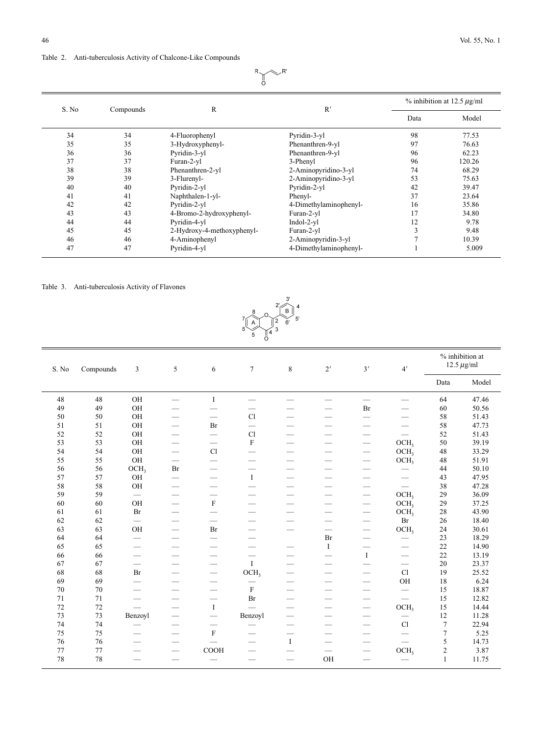Table 2. Anti-tuberculosis Activity of Chalcone-Like Compounds

| S. No | Compounds | R | R′ | % inhibition at 12.5 μg/ml | |
|---|---|---|---|---|---|
| | | | | Data | Model |
| 34 | 34 | 4-Fluorophenyl | Pyridin-3-yl | 98 | 77.53 |
| 35 | 35 | 3-Hydroxyphenyl- | Phenanthren-9-yl | 97 | 76.63 |
| 36 | 36 | Pyridin-3-yl | Phenanthren-9-yl | 96 | 62.23 |
| 37 | 37 | Furan-2-yl | 3-Phenyl | 96 | 120.26 |
| 38 | 38 | Phenanthren-2-yl | 2-Aminopyridino-3-yl | 74 | 68.29 |
| 39 | 39 | 3-Flurenyl- | 2-Aminopyridino-3-yl | 53 | 75.63 |
| 40 | 40 | Pyridin-2-yl | Pyridin-2-yl | 42 | 39.47 |
| 41 | 41 | Naphthalen-1-yl- | Phenyl- | 37 | 23.64 |
| 42 | 42 | Pyridin-2-yl | 4-Dimethylaminophenyl- | 16 | 35.86 |
| 43 | 43 | 4-Bromo-2-hydroxyphenyl- | Furan-2-yl | 17 | 34.80 |
| 44 | 44 | Pyridin-4-yl | Indol-2-yl | 12 | 9.78 |
| 45 | 45 | 2-Hydroxy-4-methoxyphenyl- | Furan-2-yl | 3 | 9.48 |
| 46 | 46 | 4-Aminophenyl | 2-Aminopyridin-3-yl | 7 | 10.39 |
| 47 | 47 | Pyridin-4-yl | 4-Dimethylaminophenyl- | 1 | 5.009 |

Table 3. Anti-tuberculosis Activity of Flavones

| S. No | Compounds | 3 | 5 | 6 | 7 | 8 | 2′ | 3′ | 4′ | % inhibition at 12.5 μg/ml | |
|---|---|---|---|---|---|---|---|---|---|---|---|
| | | | | | | | | | | Data | Model |
| 48 | 48 | OH | — | I | — | — | — | — | — | 64 | 47.46 |
| 49 | 49 | OH | — | — | — | — | — | Br | — | 60 | 50.56 |
| 50 | 50 | OH | — | — | Cl | — | — | — | — | 58 | 51.43 |
| 51 | 51 | OH | — | Br | — | — | — | — | — | 58 | 47.73 |
| 52 | 52 | OH | — | — | Cl | — | — | — | — | 52 | 51.43 |
| 53 | 53 | OH | — | — | F | — | — | — | $OCH_3$ | 50 | 39.19 |
| 54 | 54 | OH | — | Cl | — | — | — | — | $OCH_3$ | 48 | 33.29 |
| 55 | 55 | OH | — | — | — | — | — | — | $OCH_3$ | 48 | 51.91 |
| 56 | 56 | $OCH_3$ | Br | — | — | — | — | — | — | 44 | 50.10 |
| 57 | 57 | OH | — | — | I | — | — | — | — | 43 | 47.95 |
| 58 | 58 | OH | — | — | — | — | — | — | — | 38 | 47.28 |
| 59 | 59 | — | — | — | — | — | — | — | $OCH_3$ | 29 | 36.09 |
| 60 | 60 | OH | — | F | — | — | — | — | $OCH_3$ | 29 | 37.25 |
| 61 | 61 | Br | — | — | — | — | — | — | $OCH_3$ | 28 | 43.90 |
| 62 | 62 | — | — | — | — | — | — | — | Br | 26 | 18.40 |
| 63 | 63 | OH | — | Br | — | — | — | — | $OCH_3$ | 24 | 30.61 |
| 64 | 64 | — | — | — | — | | Br | — | — | 23 | 18.29 |
| 65 | 65 | — | — | — | — | — | I | — | — | 22 | 14.90 |
| 66 | 66 | — | — | — | — | — | — | I | — | 22 | 13.19 |
| 67 | 67 | — | — | — | I | — | — | — | — | 20 | 23.37 |
| 68 | 68 | Br | — | — | $OCH_3$ | — | — | — | Cl | 19 | 25.52 |
| 69 | 69 | — | — | — | — | — | — | — | OH | 18 | 6.24 |
| 70 | 70 | — | — | — | F | — | — | — | — | 15 | 18.87 |
| 71 | 71 | — | — | — | Br | — | — | — | — | 15 | 12.82 |
| 72 | 72 | — | — | I | — | — | — | — | $OCH_3$ | 15 | 14.44 |
| 73 | 73 | Benzoyl | — | — | Benzoyl | — | — | — | — | 12 | 11.28 |
| 74 | 74 | — | — | — | — | — | — | — | Cl | 7 | 22.94 |
| 75 | 75 | — | — | F | — | — | — | — | — | 7 | 5.25 |
| 76 | 76 | — | — | — | — | I | — | — | — | 5 | 14.73 |
| 77 | 77 | — | — | COOH | — | — | — | — | $OCH_3$ | 2 | 3.87 |
| 78 | 78 | — | — | — | — | — | OH | — | — | 1 | 11.75 |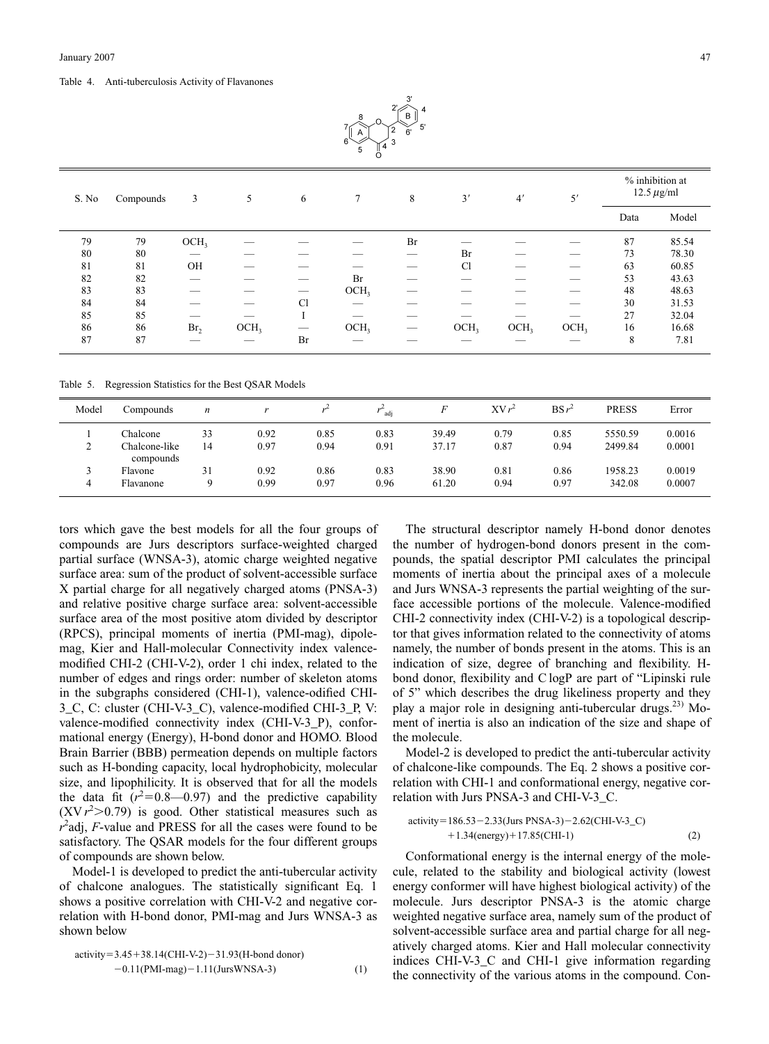Table 4. Anti-tuberculosis Activity of Flavanones

| S. No | Compounds | 3 | 5 | 6 | 7 | 8 | 3′ | 4′ | 5′ | % inhibition at 12.5 μg/ml | |
|---|---|---|---|---|---|---|---|---|---|---|---|
| | | | | | | | | | | Data | Model |
| 79 | 79 | $OCH_3$ | — | — | — | Br | — | — | — | 87 | 85.54 |
| 80 | 80 | — | — | — | — | — | Br | — | — | 73 | 78.30 |
| 81 | 81 | OH | — | — | — | — | Cl | — | — | 63 | 60.85 |
| 82 | 82 | — | — | — | Br | — | — | — | — | 53 | 43.63 |
| 83 | 83 | — | — | — | $OCH_3$ | — | — | — | — | 48 | 48.63 |
| 84 | 84 | — | — | Cl | — | — | — | — | — | 30 | 31.53 |
| 85 | 85 | — | — | I | — | — | — | — | — | 27 | 32.04 |
| 86 | 86 | $Br_2$ | $OCH_3$ | — | $OCH_3$ | — | $OCH_3$ | $OCH_3$ | $OCH_3$ | 16 | 16.68 |
| 87 | 87 | — | — | Br | — | — | — | — | — | 8 | 7.81 |

Table 5. Regression Statistics for the Best QSAR Models

| Model | Compounds | $n$ | $r$ | $r^2$ | $r^2_{adj}$ | $F$ | XV $r^2$ | BS $r^2$ | PRESS | Error |
|---|---|---|---|---|---|---|---|---|---|---|
| 1 | Chalcone | 33 | 0.92 | 0.85 | 0.83 | 39.49 | 0.79 | 0.85 | 5550.59 | 0.0016 |
| 2 | Chalcone-like compounds | 14 | 0.97 | 0.94 | 0.91 | 37.17 | 0.87 | 0.94 | 2499.84 | 0.0001 |
| 3 | Flavone | 31 | 0.92 | 0.86 | 0.83 | 38.90 | 0.81 | 0.86 | 1958.23 | 0.0019 |
| 4 | Flavanone | 9 | 0.99 | 0.97 | 0.96 | 61.20 | 0.94 | 0.97 | 342.08 | 0.0007 |

tors which gave the best models for all the four groups of compounds are Jurs descriptors surface-weighted charged partial surface (WNSA-3), atomic charge weighted negative surface area: sum of the product of solvent-accessible surface X partial charge for all negatively charged atoms (PNSA-3) and relative positive charge surface area: solvent-accessible surface area of the most positive atom divided by descriptor (RPCS), principal moments of inertia (PMI-mag), dipole-mag, Kier and Hall-molecular Connectivity index valence-modified CHI-2 (CHI-V-2), order 1 chi index, related to the number of edges and rings order: number of skeleton atoms in the subgraphs considered (CHI-1), valence-odified CHI-3_C, C: cluster (CHI-V-3_C), valence-modified CHI-3_P, V: valence-modified connectivity index (CHI-V-3_P), conformational energy (Energy), H-bond donor and HOMO. Blood Brain Barrier (BBB) permeation depends on multiple factors such as H-bonding capacity, local hydrophobicity, molecular size, and lipophilicity. It is observed that for all the models the data fit ($r^2$=0.8—0.97) and the predictive capability (XV $r^2$>0.79) is good. Other statistical measures such as $r^2$adj, $F$-value and PRESS for all the cases were found to be satisfactory. The QSAR models for the four different groups of compounds are shown below.

Model-1 is developed to predict the anti-tubercular activity of chalcone analogues. The statistically significant Eq. 1 shows a positive correlation with CHI-V-2 and negative correlation with H-bond donor, PMI-mag and Jurs WNSA-3 as shown below

$$\text{activity}=3.45+38.14(\text{CHI-V-2})-31.93(\text{H-bond donor})-0.11(\text{PMI-mag})-1.11(\text{JursWNSA-3}) \quad (1)$$

The structural descriptor namely H-bond donor denotes the number of hydrogen-bond donors present in the compounds, the spatial descriptor PMI calculates the principal moments of inertia about the principal axes of a molecule and Jurs WNSA-3 represents the partial weighting of the surface accessible portions of the molecule. Valence-modified CHI-2 connectivity index (CHI-V-2) is a topological descriptor that gives information related to the connectivity of atoms namely, the number of bonds present in the atoms. This is an indication of size, degree of branching and flexibility. H-bond donor, flexibility and C logP are part of "Lipinski rule of 5" which describes the drug likeliness property and they play a major role in designing anti-tubercular drugs.[23] Moment of inertia is also an indication of the size and shape of the molecule.

Model-2 is developed to predict the anti-tubercular activity of chalcone-like compounds. The Eq. 2 shows a positive correlation with CHI-1 and conformational energy, negative correlation with Jurs PNSA-3 and CHI-V-3_C.

$$\text{activity}=186.53-2.33(\text{Jurs PNSA-3})-2.62(\text{CHI-V-3\_C})+1.34(\text{energy})+17.85(\text{CHI-1}) \quad (2)$$

Conformational energy is the internal energy of the molecule, related to the stability and biological activity (lowest energy conformer will have highest biological activity) of the molecule. Jurs descriptor PNSA-3 is the atomic charge weighted negative surface area, namely sum of the product of solvent-accessible surface area and partial charge for all negatively charged atoms. Kier and Hall molecular connectivity indices CHI-V-3_C and CHI-1 give information regarding the connectivity of the various atoms in the compound. Con-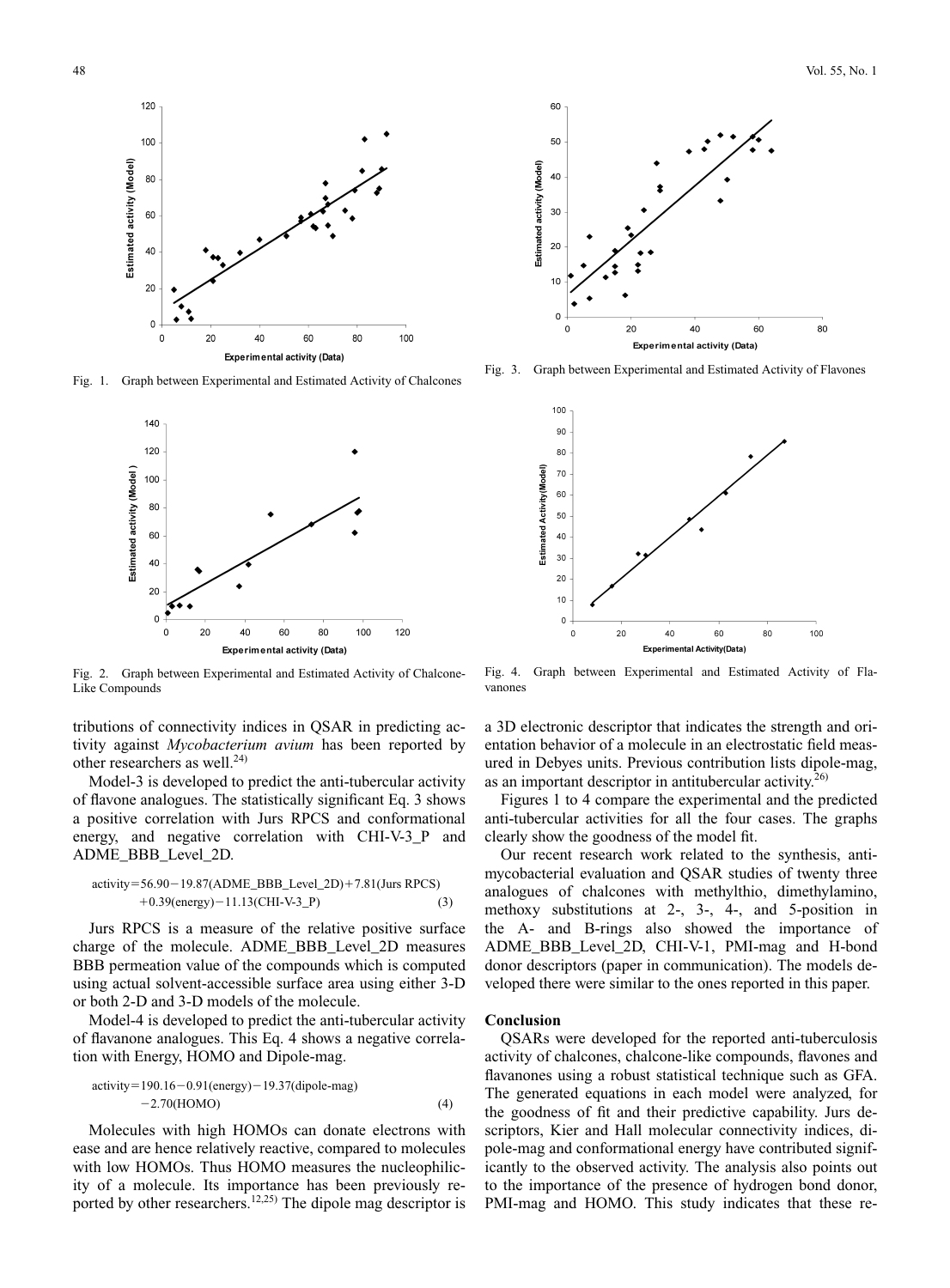Fig. 1. Graph between Experimental and Estimated Activity of Chalcones

Fig. 2. Graph between Experimental and Estimated Activity of Chalcone-Like Compounds

Fig. 3. Graph between Experimental and Estimated Activity of Flavones

Fig. 4. Graph between Experimental and Estimated Activity of Flavanones

tributions of connectivity indices in QSAR in predicting activity against *Mycobacterium avium* has been reported by other researchers as well.[24)]

Model-3 is developed to predict the anti-tubercular activity of flavone analogues. The statistically significant Eq. 3 shows a positive correlation with Jurs RPCS and conformational energy, and negative correlation with CHI-V-3_P and ADME_BBB_Level_2D.

$$\text{activity}=56.90-19.87(\text{ADME\_BBB\_Level\_2D})+7.81(\text{Jurs RPCS}) +0.39(\text{energy})-11.13(\text{CHI-V-3\_P}) \quad (3)$$

Jurs RPCS is a measure of the relative positive surface charge of the molecule. ADME_BBB_Level_2D measures BBB permeation value of the compounds which is computed using actual solvent-accessible surface area using either 3-D or both 2-D and 3-D models of the molecule.

Model-4 is developed to predict the anti-tubercular activity of flavanone analogues. This Eq. 4 shows a negative correlation with Energy, HOMO and Dipole-mag.

$$\text{activity}=190.16-0.91(\text{energy})-19.37(\text{dipole-mag}) -2.70(\text{HOMO}) \quad (4)$$

Molecules with high HOMOs can donate electrons with ease and are hence relatively reactive, compared to molecules with low HOMOs. Thus HOMO measures the nucleophilicity of a molecule. Its importance has been previously reported by other researchers.[12,25)] The dipole mag descriptor is a 3D electronic descriptor that indicates the strength and orientation behavior of a molecule in an electrostatic field measured in Debyes units. Previous contribution lists dipole-mag, as an important descriptor in antitubercular activity.[26)]

Figures 1 to 4 compare the experimental and the predicted anti-tubercular activities for all the four cases. The graphs clearly show the goodness of the model fit.

Our recent research work related to the synthesis, antimycobacterial evaluation and QSAR studies of twenty three analogues of chalcones with methylthio, dimethylamino, methoxy substitutions at 2-, 3-, 4-, and 5-position in the A- and B-rings also showed the importance of ADME_BBB_Level_2D, CHI-V-1, PMI-mag and H-bond donor descriptors (paper in communication). The models developed there were similar to the ones reported in this paper.

## Conclusion

QSARs were developed for the reported anti-tuberculosis activity of chalcones, chalcone-like compounds, flavones and flavanones using a robust statistical technique such as GFA. The generated equations in each model were analyzed, for the goodness of fit and their predictive capability. Jurs descriptors, Kier and Hall molecular connectivity indices, dipole-mag and conformational energy have contributed significantly to the observed activity. The analysis also points out to the importance of the presence of hydrogen bond donor, PMI-mag and HOMO. This study indicates that these re-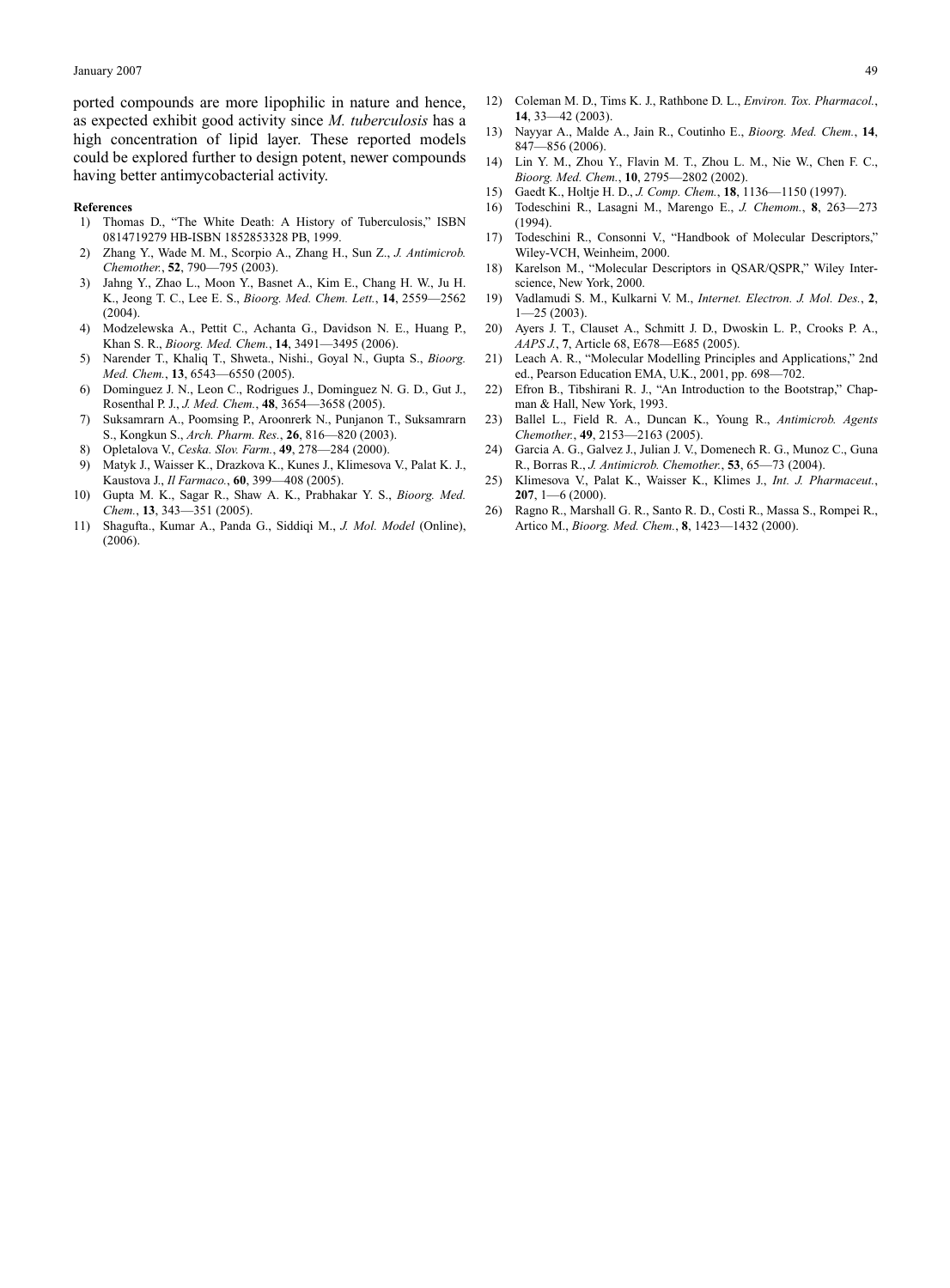ported compounds are more lipophilic in nature and hence, as expected exhibit good activity since *M. tuberculosis* has a high concentration of lipid layer. These reported models could be explored further to design potent, newer compounds having better antimycobacterial activity.

**References**

1) Thomas D., "The White Death: A History of Tuberculosis," ISBN 0814719279 HB-ISBN 1852853328 PB, 1999.
2) Zhang Y., Wade M. M., Scorpio A., Zhang H., Sun Z., *J. Antimicrob. Chemother.*, **52**, 790—795 (2003).
3) Jahng Y., Zhao L., Moon Y., Basnet A., Kim E., Chang H. W., Ju H. K., Jeong T. C., Lee E. S., *Bioorg. Med. Chem. Lett.*, **14**, 2559—2562 (2004).
4) Modzelewska A., Pettit C., Achanta G., Davidson N. E., Huang P., Khan S. R., *Bioorg. Med. Chem.*, **14**, 3491—3495 (2006).
5) Narender T., Khaliq T., Shweta., Nishi., Goyal N., Gupta S., *Bioorg. Med. Chem.*, **13**, 6543—6550 (2005).
6) Dominguez J. N., Leon C., Rodrigues J., Dominguez N. G. D., Gut J., Rosenthal P. J., *J. Med. Chem.*, **48**, 3654—3658 (2005).
7) Suksamrarn A., Poomsing P., Aroonrerk N., Punjanon T., Suksamrarn S., Kongkun S., *Arch. Pharm. Res.*, **26**, 816—820 (2003).
8) Opletalova V., *Ceska. Slov. Farm.*, **49**, 278—284 (2000).
9) Matyk J., Waisser K., Drazkova K., Kunes J., Klimesova V., Palat K. J., Kaustova J., *Il Farmaco.*, **60**, 399—408 (2005).
10) Gupta M. K., Sagar R., Shaw A. K., Prabhakar Y. S., *Bioorg. Med. Chem.*, **13**, 343—351 (2005).
11) Shagufta., Kumar A., Panda G., Siddiqi M., *J. Mol. Model* (Online), (2006).
12) Coleman M. D., Tims K. J., Rathbone D. L., *Environ. Tox. Pharmacol.*, **14**, 33—42 (2003).
13) Nayyar A., Malde A., Jain R., Coutinho E., *Bioorg. Med. Chem.*, **14**, 847—856 (2006).
14) Lin Y. M., Zhou Y., Flavin M. T., Zhou L. M., Nie W., Chen F. C., *Bioorg. Med. Chem.*, **10**, 2795—2802 (2002).
15) Gaedt K., Holtje H. D., *J. Comp. Chem.*, **18**, 1136—1150 (1997).
16) Todeschini R., Lasagni M., Marengo E., *J. Chemom.*, **8**, 263—273 (1994).
17) Todeschini R., Consonni V., "Handbook of Molecular Descriptors," Wiley-VCH, Weinheim, 2000.
18) Karelson M., "Molecular Descriptors in QSAR/QSPR," Wiley Interscience, New York, 2000.
19) Vadlamudi S. M., Kulkarni V. M., *Internet. Electron. J. Mol. Des.*, **2**, 1—25 (2003).
20) Ayers J. T., Clauset A., Schmitt J. D., Dwoskin L. P., Crooks P. A., *AAPS J.*, **7**, Article 68, E678—E685 (2005).
21) Leach A. R., "Molecular Modelling Principles and Applications," 2nd ed., Pearson Education EMA, U.K., 2001, pp. 698—702.
22) Efron B., Tibshirani R. J., "An Introduction to the Bootstrap," Chapman & Hall, New York, 1993.
23) Ballel L., Field R. A., Duncan K., Young R., *Antimicrob. Agents Chemother.*, **49**, 2153—2163 (2005).
24) Garcia A. G., Galvez J., Julian J. V., Domenech R. G., Munoz C., Guna R., Borras R., *J. Antimicrob. Chemother.*, **53**, 65—73 (2004).
25) Klimesova V., Palat K., Waisser K., Klimes J., *Int. J. Pharmaceut.*, **207**, 1—6 (2000).
26) Ragno R., Marshall G. R., Santo R. D., Costi R., Massa S., Rompei R., Artico M., *Bioorg. Med. Chem.*, **8**, 1423—1432 (2000).